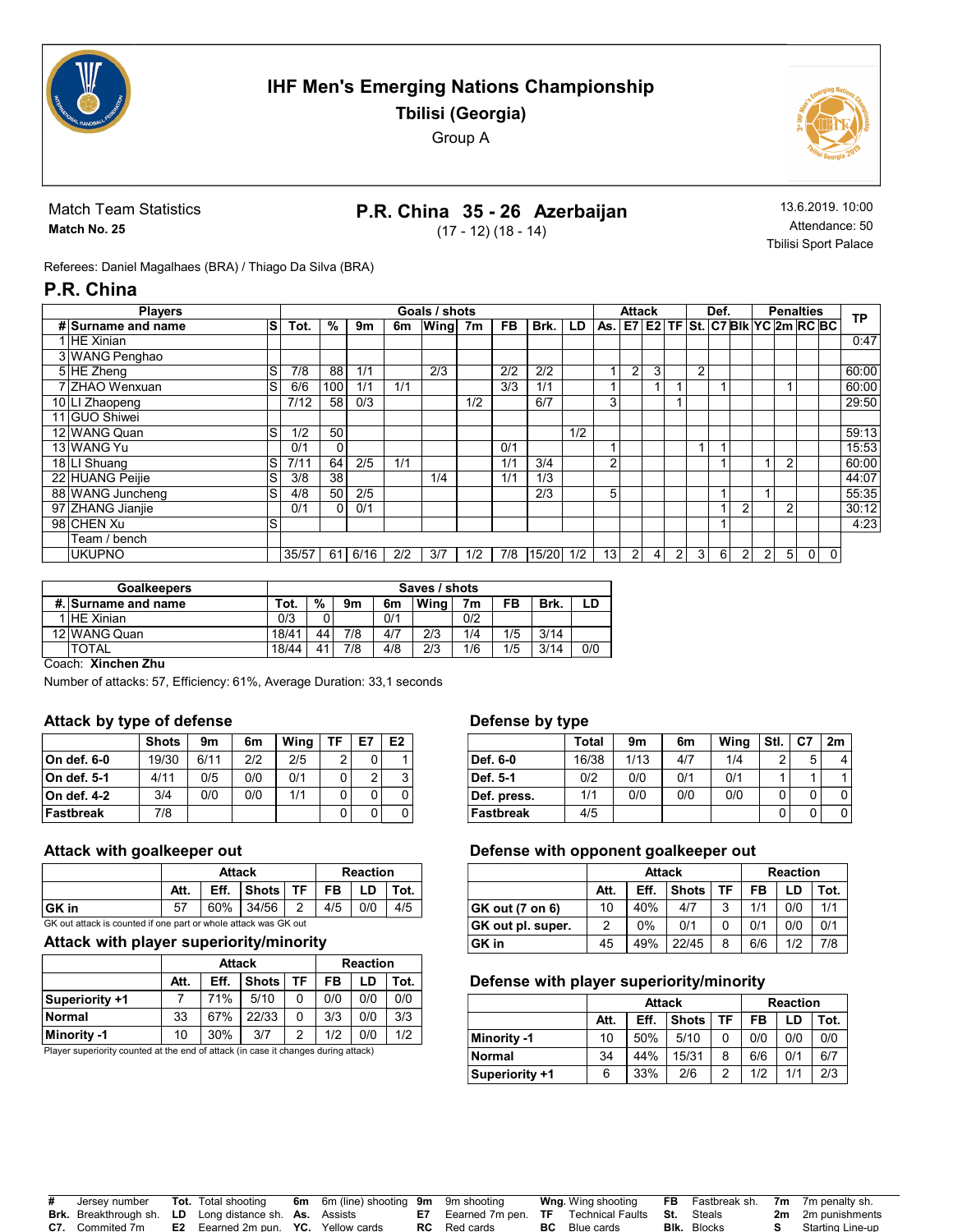# IHF Men's Emerging Nations Championship

## Tbilisi (Georgia)

Group A

Match Team Statistics

**Match No. 25**

## P.R. China 35 - 26 Azerbaijan

(17 - 12) (18 - 14)

13.6.2019. 10:00

Attendance: 50

Tbilisi Sport Palace

Referees: Daniel Magalhaes (BRA) / Thiago Da Silva (BRA)

## P.R. China

| Players | | | Goals / shots | | | | | | | | | Attack | | | | Def. | | | Penalties | | | | TP |
|---|---|---|---|---|---|---|---|---|---|---|---|---|---|---|---|---|---|---|---|---|---|---|---|
| # | Surname and name | S | Tot. | % | 9m | 6m | Wing | 7m | FB | Brk. | LD | As. | E7 | E2 | TF | St. | C7 | Blk | YC | 2m | RC | BC | |
| 1 | HE Xinian | | | | | | | | | | | | | | | | | | | | | | 0:47 |
| 3 | WANG Penghao | | | | | | | | | | | | | | | | | | | | | | |
| 5 | HE Zheng | S | 7/8 | 88 | 1/1 | | 2/3 | | 2/2 | 2/2 | | 1 | 2 | 3 | | 2 | | | | | | | 60:00 |
| 7 | ZHAO Wenxuan | S | 6/6 | 100 | 1/1 | 1/1 | | | 3/3 | 1/1 | | 1 | | 1 | 1 | | 1 | | | 1 | | | 60:00 |
| 10 | LI Zhaopeng | | 7/12 | 58 | 0/3 | | | 1/2 | | 6/7 | | 3 | | | 1 | | | | | | | | 29:50 |
| 11 | GUO Shiwei | | | | | | | | | | | | | | | | | | | | | | |
| 12 | WANG Quan | S | 1/2 | 50 | | | | | | | 1/2 | | | | | | | | | | | | 59:13 |
| 13 | WANG Yu | | 0/1 | 0 | | | | | 0/1 | | | 1 | | | | 1 | 1 | | | | | | 15:53 |
| 18 | LI Shuang | S | 7/11 | 64 | 2/5 | 1/1 | | | 1/1 | 3/4 | | 2 | | | | | 1 | | 1 | 2 | | | 60:00 |
| 22 | HUANG Peijie | S | 3/8 | 38 | | | 1/4 | | 1/1 | 1/3 | | | | | | | | | | | | | 44:07 |
| 88 | WANG Juncheng | S | 4/8 | 50 | 2/5 | | | | | 2/3 | | 5 | | | | | 1 | | 1 | | | | 55:35 |
| 97 | ZHANG Jianjie | | 0/1 | 0 | 0/1 | | | | | | | | | | | | 1 | 2 | | 2 | | | 30:12 |
| 98 | CHEN Xu | S | | | | | | | | | | | | | | | 1 | | | | | | 4:23 |
| | Team / bench | | | | | | | | | | | | | | | | | | | | | | |
| | UKUPNO | | 35/57 | 61 | 6/16 | 2/2 | 3/7 | 1/2 | 7/8 | 15/20 | 1/2 | 13 | 2 | 4 | 2 | 3 | 6 | 2 | 2 | 5 | 0 | 0 | |

| Goalkeepers | | Saves / shots | | | | | | | | |
|---|---|---|---|---|---|---|---|---|---|---|
| #. | Surname and name | Tot. | % | 9m | 6m | Wing | 7m | FB | Brk. | LD |
| 1 | HE Xinian | 0/3 | 0 | | 0/1 | | 0/2 | | | |
| 12 | WANG Quan | 18/41 | 44 | 7/8 | 4/7 | 2/3 | 1/4 | 1/5 | 3/14 | |
| | TOTAL | 18/44 | 41 | 7/8 | 4/8 | 2/3 | 1/6 | 1/5 | 3/14 | 0/0 |

Coach: **Xinchen Zhu**

Number of attacks: 57, Efficiency: 61%, Average Duration: 33,1 seconds

### Attack by type of defense

| | Shots | 9m | 6m | Wing | TF | E7 | E2 |
|---|---|---|---|---|---|---|---|
| On def. 6-0 | 19/30 | 6/11 | 2/2 | 2/5 | 2 | 0 | 1 |
| On def. 5-1 | 4/11 | 0/5 | 0/0 | 0/1 | 0 | 2 | 3 |
| On def. 4-2 | 3/4 | 0/0 | 0/0 | 1/1 | 0 | 0 | 0 |
| Fastbreak | 7/8 | | | | 0 | 0 | 0 |

### Defense by type

| | Total | 9m | 6m | Wing | Stl. | C7 | 2m |
|---|---|---|---|---|---|---|---|
| Def. 6-0 | 16/38 | 1/13 | 4/7 | 1/4 | 2 | 5 | 4 |
| Def. 5-1 | 0/2 | 0/0 | 0/1 | 0/1 | 1 | 1 | 1 |
| Def. press. | 1/1 | 0/0 | 0/0 | 0/0 | 0 | 0 | 0 |
| Fastbreak | 4/5 | | | | 0 | 0 | 0 |

### Attack with goalkeeper out

| | Attack | | | | Reaction | | |
|---|---|---|---|---|---|---|---|
| | Att. | Eff. | Shots | TF | FB | LD | Tot. |
| GK in | 57 | 60% | 34/56 | 2 | 4/5 | 0/0 | 4/5 |

GK out attack is counted if one part or whole attack was GK out

### Defense with opponent goalkeeper out

| | Attack | | | | Reaction | | |
|---|---|---|---|---|---|---|---|
| | Att. | Eff. | Shots | TF | FB | LD | Tot. |
| GK out (7 on 6) | 10 | 40% | 4/7 | 3 | 1/1 | 0/0 | 1/1 |
| GK out pl. super. | 2 | 0% | 0/1 | 0 | 0/1 | 0/0 | 0/1 |
| GK in | 45 | 49% | 22/45 | 8 | 6/6 | 1/2 | 7/8 |

### Attack with player superiority/minority

| | Attack | | | | Reaction | | |
|---|---|---|---|---|---|---|---|
| | Att. | Eff. | Shots | TF | FB | LD | Tot. |
| Superiority +1 | 7 | 71% | 5/10 | 0 | 0/0 | 0/0 | 0/0 |
| Normal | 33 | 67% | 22/33 | 0 | 3/3 | 0/0 | 3/3 |
| Minority -1 | 10 | 30% | 3/7 | 2 | 1/2 | 0/0 | 1/2 |

Player superiority counted at the end of attack (in case it changes during attack)

### Defense with player superiority/minority

| | Attack | | | | Reaction | | |
|---|---|---|---|---|---|---|---|
| | Att. | Eff. | Shots | TF | FB | LD | Tot. |
| Minority -1 | 10 | 50% | 5/10 | 0 | 0/0 | 0/0 | 0/0 |
| Normal | 34 | 44% | 15/31 | 8 | 6/6 | 0/1 | 6/7 |
| Superiority +1 | 6 | 33% | 2/6 | 2 | 1/2 | 1/1 | 2/3 |

**#** Jersey number **Tot.** Total shooting **6m** 6m (line) shooting **9m** 9m shooting **Wng.** Wing shooting **FB** Fastbreak sh. **7m** 7m penalty sh.
**Brk.** Breakthrough sh. **LD** Long distance sh. **As.** Assists **E7** Eearned 7m pen. **TF** Technical Faults **St.** Steals **2m** 2m punishments
**C7.** Commited 7m **E2** Earned 2m pun. **YC.** Yellow cards **RC** Red cards **BC** Blue cards **Blk.** Blocks **S** Starting Line-up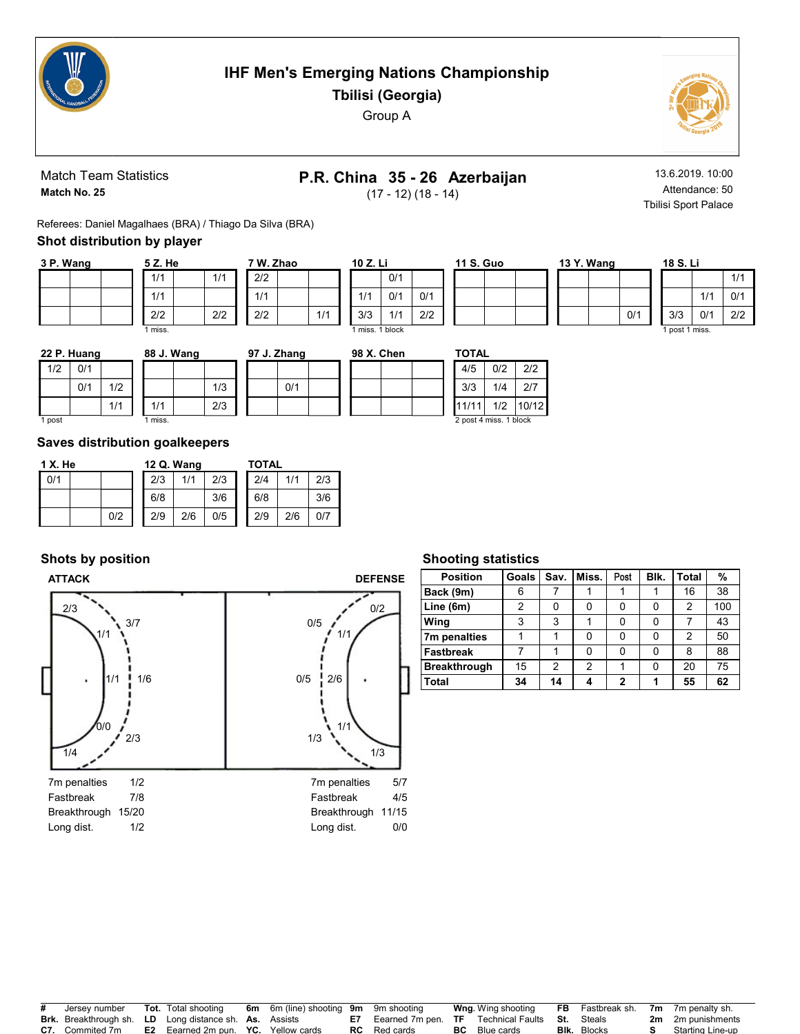# IHF Men's Emerging Nations Championship

## Tbilisi (Georgia)

Group A

Match Team Statistics
**Match No. 25**

## P.R. China 35 - 26 Azerbaijan

(17 - 12) (18 - 14)

13.6.2019. 10:00
Attendance: 50
Tbilisi Sport Palace

Referees: Daniel Magalhaes (BRA) / Thiago Da Silva (BRA)

### Shot distribution by player

**3 P. Wang**

| | | |
|---|---|---|
| | | |
| | | |
| | | |

**5 Z. He**

| | | |
|---|---|---|
| 1/1 | | 1/1 |
| 1/1 | | |
| 2/2 | | 2/2 |

1 miss.

**7 W. Zhao**

| | | |
|---|---|---|
| 2/2 | | |
| 1/1 | | |
| 2/2 | | 1/1 |

**10 Z. Li**

| | | |
|---|---|---|
| | 0/1 | |
| 1/1 | 0/1 | 0/1 |
| 3/3 | 1/1 | 2/2 |

1 miss. 1 block

**11 S. Guo**

| | | |
|---|---|---|
| | | |
| | | |
| | | |

**13 Y. Wang**

| | | |
|---|---|---|
| | | |
| | | |
| | | 0/1 |

**18 S. Li**

| | | |
|---|---|---|
| | | 1/1 |
| | 1/1 | 0/1 |
| 3/3 | 0/1 | 2/2 |

1 post 1 miss.

**22 P. Huang**

| | | |
|---|---|---|
| 1/2 | 0/1 | |
| | 0/1 | 1/2 |
| | | 1/1 |

1 post

**88 J. Wang**

| | | |
|---|---|---|
| | | |
| | | 1/3 |
| 1/1 | | 2/3 |

1 miss.

**97 J. Zhang**

| | | |
|---|---|---|
| | | |
| | 0/1 | |
| | | |

**98 X. Chen**

| | | |
|---|---|---|
| | | |
| | | |
| | | |

**TOTAL**

| | | |
|---|---|---|
| 4/5 | 0/2 | 2/2 |
| 3/3 | 1/4 | 2/7 |
| 11/11 | 1/2 | 10/12 |

2 post 4 miss. 1 block

### Saves distribution goalkeepers

**1 X. He**

| | | |
|---|---|---|
| 0/1 | | |
| | | |
| | | 0/2 |

**12 Q. Wang**

| | | |
|---|---|---|
| 2/3 | 1/1 | 2/3 |
| 6/8 | | 3/6 |
| 2/9 | 2/6 | 0/5 |

**TOTAL**

| | | |
|---|---|---|
| 2/4 | 1/1 | 2/3 |
| 6/8 | | 3/6 |
| 2/9 | 2/6 | 0/7 |

### Shots by position

**ATTACK**

2/3, 3/7, 1/1, 1/1, 1/6, 0/0, 2/3, 1/4

| | |
|---|---|
| 7m penalties | 1/2 |
| Fastbreak | 7/8 |
| Breakthrough | 15/20 |
| Long dist. | 1/2 |

**DEFENSE**

0/2, 0/5, 1/1, 0/5, 2/6, 1/1, 1/3, 1/3

| | |
|---|---|
| 7m penalties | 5/7 |
| Fastbreak | 4/5 |
| Breakthrough | 11/15 |
| Long dist. | 0/0 |

### Shooting statistics

| Position | Goals | Sav. | Miss. | Post | Blk. | Total | % |
|---|---|---|---|---|---|---|---|
| Back (9m) | 6 | 7 | 1 | 1 | 1 | 16 | 38 |
| Line (6m) | 2 | 0 | 0 | 0 | 0 | 2 | 100 |
| Wing | 3 | 3 | 1 | 0 | 0 | 7 | 43 |
| 7m penalties | 1 | 1 | 0 | 0 | 0 | 2 | 50 |
| Fastbreak | 7 | 1 | 0 | 0 | 0 | 8 | 88 |
| Breakthrough | 15 | 2 | 2 | 1 | 0 | 20 | 75 |
| Total | 34 | 14 | 4 | 2 | 1 | 55 | 62 |

| | | | | | | | | | | | | | |
|---|---|---|---|---|---|---|---|---|---|---|---|---|---|
| **#** | Jersey number | **Tot.** | Total shooting | **6m** | 6m (line) shooting | **9m** | 9m shooting | **Wng.** | Wing shooting | **FB** | Fastbreak sh. | **7m** | 7m penalty sh. |
| **Brk.** | Breakthrough sh. | **LD** | Long distance sh. | **As.** | Assists | **E7** | Eearned 7m pen. | **TF** | Technical Faults | **St.** | Steals | **2m** | 2m punishments |
| **C7.** | Commited 7m | **E2** | Earned 2m pun. | **YC.** | Yellow cards | **RC** | Red cards | **BC** | Blue cards | **Blk.** | Blocks | **S** | Starting Line-up |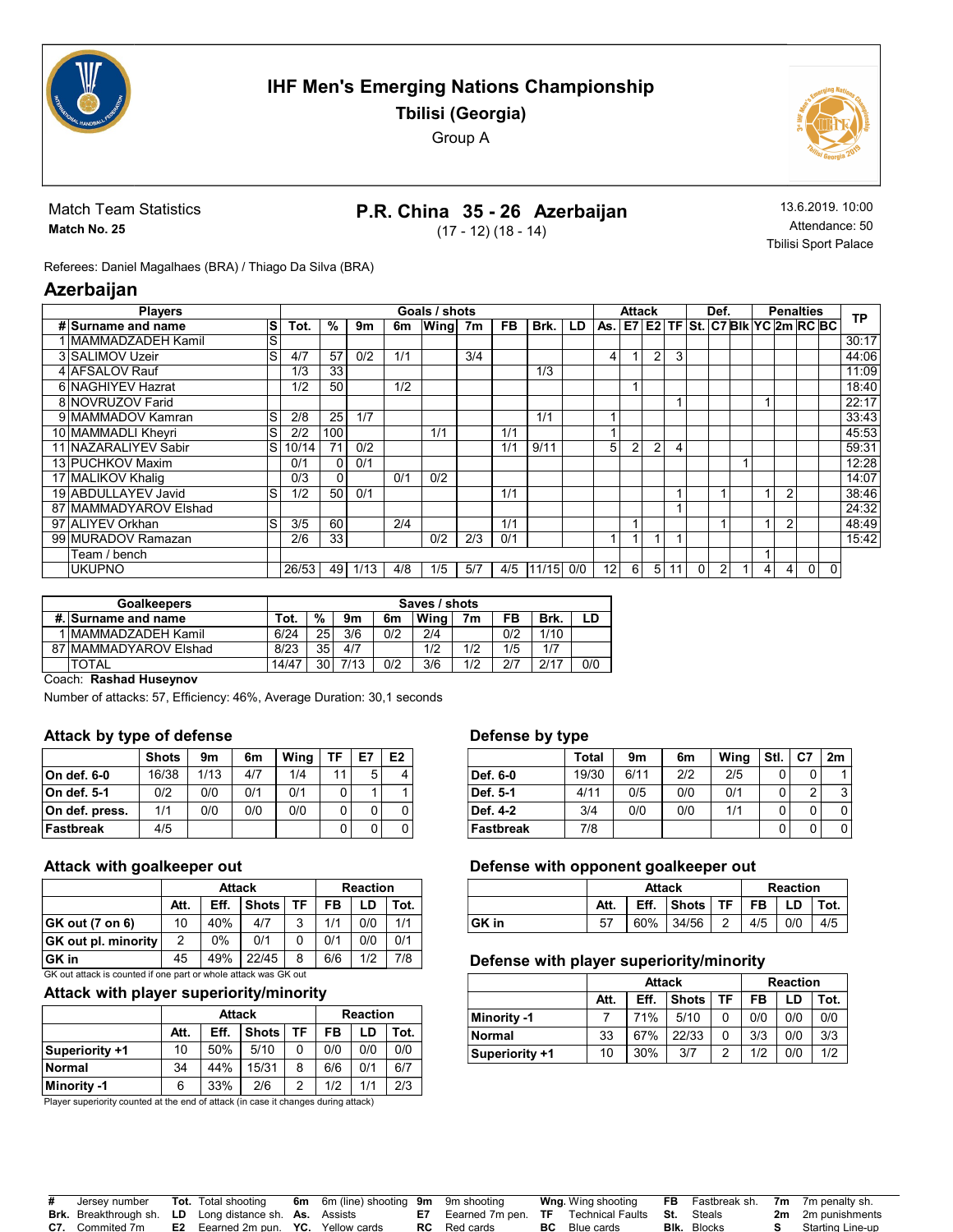# IHF Men's Emerging Nations Championship

## Tbilisi (Georgia)

Group A

Match Team Statistics
**Match No. 25**

## P.R. China 35 - 26 Azerbaijan

(17 - 12) (18 - 14)

13.6.2019. 10:00
Attendance: 50
Tbilisi Sport Palace

Referees: Daniel Magalhaes (BRA) / Thiago Da Silva (BRA)

## Azerbaijan

| Players | | | Goals / shots | | | | | | | | | Attack | | | | Def. | | | Penalties | | | | TP |
|---|---|---|---|---|---|---|---|---|---|---|---|---|---|---|---|---|---|---|---|---|---|---|---|
| # | Surname and name | S | Tot. | % | 9m | 6m | Wing | 7m | FB | Brk. | LD | As. | E7 | E2 | TF | St. | C7 | Blk | YC | 2m | RC | BC | |
| 1 | MAMMADZADEH Kamil | S | | | | | | | | | | | | | | | | | | | | | 30:17 |
| 3 | SALIMOV Uzeir | S | 4/7 | 57 | 0/2 | 1/1 | | 3/4 | | | | 4 | 1 | 2 | 3 | | | | | | | | 44:06 |
| 4 | AFSALOV Rauf | | 1/3 | 33 | | | | | | 1/3 | | | | | | | | | | | | | 11:09 |
| 6 | NAGHIYEV Hazrat | | 1/2 | 50 | | 1/2 | | | | | | | 1 | | | | | | | | | | 18:40 |
| 8 | NOVRUZOV Farid | | | | | | | | | | | | | | 1 | | | | 1 | | | | 22:17 |
| 9 | MAMMADOV Kamran | S | 2/8 | 25 | 1/7 | | | | | 1/1 | | 1 | | | | | | | | | | | 33:43 |
| 10 | MAMMADLI Kheyri | S | 2/2 | 100 | | | 1/1 | | 1/1 | | | 1 | | | | | | | | | | | 45:53 |
| 11 | NAZARALIYEV Sabir | S | 10/14 | 71 | 0/2 | | | | 1/1 | 9/11 | | 5 | 2 | 2 | 4 | | | | | | | | 59:31 |
| 13 | PUCHKOV Maxim | | 0/1 | 0 | 0/1 | | | | | | | | | | | | | 1 | | | | | 12:28 |
| 17 | MALIKOV Khalig | | 0/3 | 0 | | 0/1 | 0/2 | | | | | | | | | | | | | | | | 14:07 |
| 19 | ABDULLAYEV Javid | S | 1/2 | 50 | 0/1 | | | | 1/1 | | | | | | 1 | | 1 | | 1 | 2 | | | 38:46 |
| 87 | MAMMADYAROV Elshad | | | | | | | | | | | | | | 1 | | | | | | | | 24:32 |
| 97 | ALIYEV Orkhan | S | 3/5 | 60 | | 2/4 | | | 1/1 | | | | 1 | | | | 1 | | 1 | 2 | | | 48:49 |
| 99 | MURADOV Ramazan | | 2/6 | 33 | | | 0/2 | 2/3 | 0/1 | | | 1 | 1 | 1 | 1 | | | | | | | | 15:42 |
| | Team / bench | | | | | | | | | | | | | | | | | | 1 | | | | |
| | UKUPNO | | 26/53 | 49 | 1/13 | 4/8 | 1/5 | 5/7 | 4/5 | 11/15 | 0/0 | 12 | 6 | 5 | 11 | 0 | 2 | 1 | 4 | 4 | 0 | 0 | |

| Goalkeepers | | Saves / shots | | | | | | | | |
|---|---|---|---|---|---|---|---|---|---|---|
| #. | Surname and name | Tot. | % | 9m | 6m | Wing | 7m | FB | Brk. | LD |
| 1 | MAMMADZADEH Kamil | 6/24 | 25 | 3/6 | 0/2 | 2/4 | | 0/2 | 1/10 | |
| 87 | MAMMADYAROV Elshad | 8/23 | 35 | 4/7 | | 1/2 | 1/2 | 1/5 | 1/7 | |
| | TOTAL | 14/47 | 30 | 7/13 | 0/2 | 3/6 | 1/2 | 2/7 | 2/17 | 0/0 |

Coach: **Rashad Huseynov**

Number of attacks: 57, Efficiency: 46%, Average Duration: 30,1 seconds

### Attack by type of defense

| | Shots | 9m | 6m | Wing | TF | E7 | E2 |
|---|---|---|---|---|---|---|---|
| **On def. 6-0** | 16/38 | 1/13 | 4/7 | 1/4 | 11 | 5 | 4 |
| **On def. 5-1** | 0/2 | 0/0 | 0/1 | 0/1 | 0 | 1 | 1 |
| **On def. press.** | 1/1 | 0/0 | 0/0 | 0/0 | 0 | 0 | 0 |
| **Fastbreak** | 4/5 | | | | 0 | 0 | 0 |

### Defense by type

| | Total | 9m | 6m | Wing | Stl. | C7 | 2m |
|---|---|---|---|---|---|---|---|
| **Def. 6-0** | 19/30 | 6/11 | 2/2 | 2/5 | 0 | 0 | 1 |
| **Def. 5-1** | 4/11 | 0/5 | 0/0 | 0/1 | 0 | 2 | 3 |
| **Def. 4-2** | 3/4 | 0/0 | 0/0 | 1/1 | 0 | 0 | 0 |
| **Fastbreak** | 7/8 | | | | 0 | 0 | 0 |

### Attack with goalkeeper out

| | Attack | | | | Reaction | | |
|---|---|---|---|---|---|---|---|
| | Att. | Eff. | Shots | TF | FB | LD | Tot. |
| **GK out (7 on 6)** | 10 | 40% | 4/7 | 3 | 1/1 | 0/0 | 1/1 |
| **GK out pl. minority** | 2 | 0% | 0/1 | 0 | 0/1 | 0/0 | 0/1 |
| **GK in** | 45 | 49% | 22/45 | 8 | 6/6 | 1/2 | 7/8 |

GK out attack is counted if one part or whole attack was GK out

### Defense with opponent goalkeeper out

| | Attack | | | | Reaction | | |
|---|---|---|---|---|---|---|---|
| | Att. | Eff. | Shots | TF | FB | LD | Tot. |
| **GK in** | 57 | 60% | 34/56 | 2 | 4/5 | 0/0 | 4/5 |

### Attack with player superiority/minority

| | Attack | | | | Reaction | | |
|---|---|---|---|---|---|---|---|
| | Att. | Eff. | Shots | TF | FB | LD | Tot. |
| **Superiority +1** | 10 | 50% | 5/10 | 0 | 0/0 | 0/0 | 0/0 |
| **Normal** | 34 | 44% | 15/31 | 8 | 6/6 | 0/1 | 6/7 |
| **Minority -1** | 6 | 33% | 2/6 | 2 | 1/2 | 1/1 | 2/3 |

Player superiority counted at the end of attack (in case it changes during attack)

### Defense with player superiority/minority

| | Attack | | | | Reaction | | |
|---|---|---|---|---|---|---|---|
| | Att. | Eff. | Shots | TF | FB | LD | Tot. |
| **Minority -1** | 7 | 71% | 5/10 | 0 | 0/0 | 0/0 | 0/0 |
| **Normal** | 33 | 67% | 22/33 | 0 | 3/3 | 0/0 | 3/3 |
| **Superiority +1** | 10 | 30% | 3/7 | 2 | 1/2 | 0/0 | 1/2 |

**#** Jersey number, **Tot.** Total shooting, **6m** 6m (line) shooting, **9m** 9m shooting, **Wng.** Wing shooting, **FB** Fastbreak sh., **7m** 7m penalty sh., **Brk.** Breakthrough sh., **LD** Long distance sh., **As.** Assists, **E7** Eearned 7m pen., **TF** Technical Faults, **St.** Steals, **2m** 2m punishments, **C7.** Commited 7m, **E2** Earned 2m pun., **YC.** Yellow cards, **RC** Red cards, **BC** Blue cards, **Blk.** Blocks, **S** Starting Line-up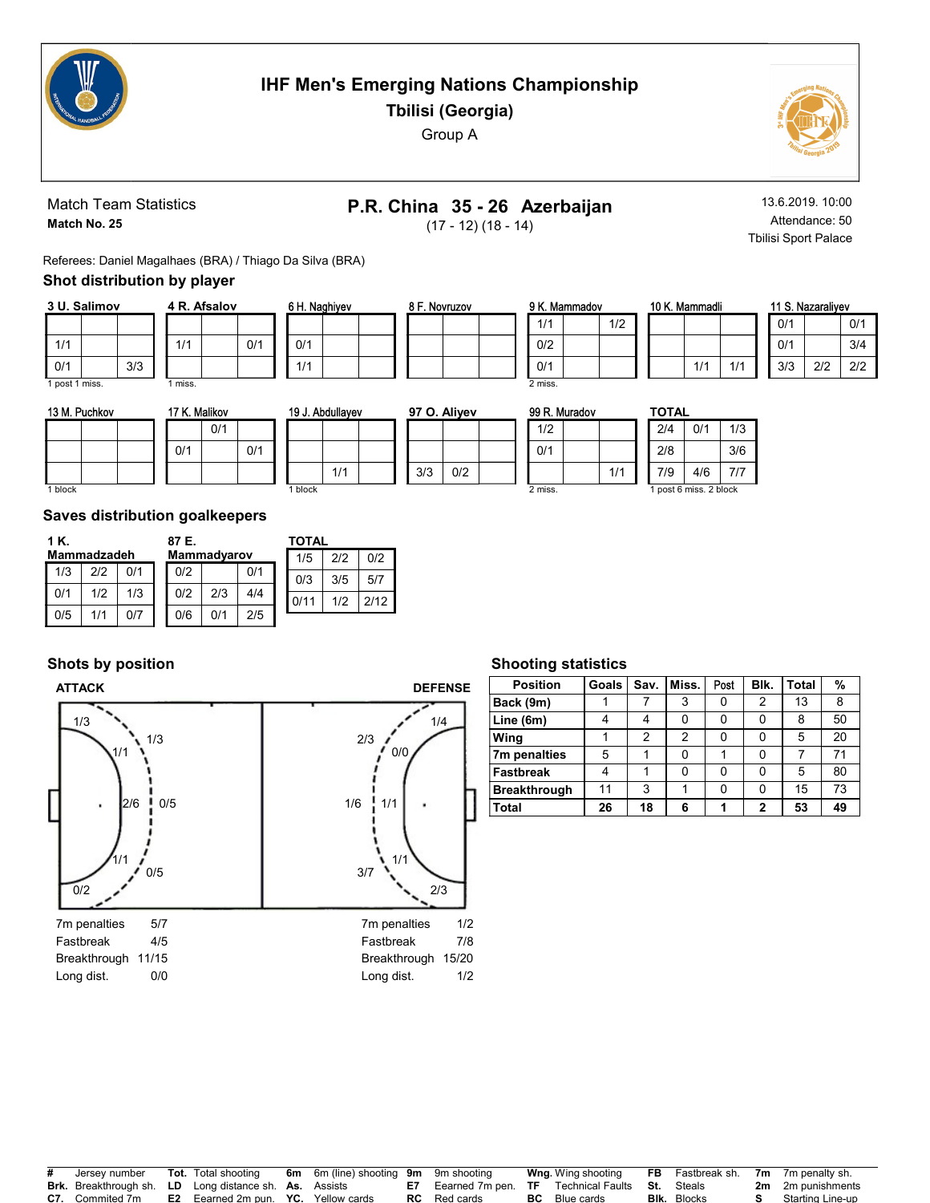# IHF Men's Emerging Nations Championship

**Tbilisi (Georgia)**

Group A

Match Team Statistics

**Match No. 25**

**P.R. China 35 - 26 Azerbaijan**

(17 - 12) (18 - 14)

13.6.2019. 10:00

Attendance: 50

Tbilisi Sport Palace

Referees: Daniel Magalhaes (BRA) / Thiago Da Silva (BRA)

## Shot distribution by player

**3 U. Salimov**

| | | |
|---|---|---|
| | | |
| 1/1 | | |
| 0/1 | | 3/3 |

1 post 1 miss.

**4 R. Afsalov**

| | | |
|---|---|---|
| | | |
| 1/1 | | 0/1 |
| | | |

1 miss.

**6 H. Naghiyev**

| | | |
|---|---|---|
| | | |
| 0/1 | | |
| 1/1 | | |

**8 F. Novruzov**

| | | |
|---|---|---|
| | | |
| | | |
| | | |

**9 K. Mammadov**

| | | |
|---|---|---|
| 1/1 | | 1/2 |
| 0/2 | | |
| 0/1 | | |

2 miss.

**10 K. Mammadli**

| | | |
|---|---|---|
| | | |
| | | |
| | 1/1 | 1/1 |

**11 S. Nazaraliyev**

| | | |
|---|---|---|
| 0/1 | | 0/1 |
| 0/1 | | 3/4 |
| 3/3 | 2/2 | 2/2 |

**13 M. Puchkov**

| | | |
|---|---|---|
| | | |
| | | |
| | | |

1 block

**17 K. Malikov**

| | | |
|---|---|---|
| | 0/1 | |
| 0/1 | | 0/1 |
| | | |

**19 J. Abdullayev**

| | | |
|---|---|---|
| | | |
| | | |
| | 1/1 | |

1 block

**97 O. Aliyev**

| | | |
|---|---|---|
| | | |
| | | |
| 3/3 | 0/2 | |

**99 R. Muradov**

| | | |
|---|---|---|
| 1/2 | | |
| 0/1 | | |
| | | 1/1 |

2 miss.

**TOTAL**

| | | |
|---|---|---|
| 2/4 | 0/1 | 1/3 |
| 2/8 | | 3/6 |
| 7/9 | 4/6 | 7/7 |

1 post 6 miss. 2 block

## Saves distribution goalkeepers

**1 K. Mammadzadeh**

| | | |
|---|---|---|
| 1/3 | 2/2 | 0/1 |
| 0/1 | 1/2 | 1/3 |
| 0/5 | 1/1 | 0/7 |

**87 E. Mammadyarov**

| | | |
|---|---|---|
| 0/2 | | 0/1 |
| 0/2 | 2/3 | 4/4 |
| 0/6 | 0/1 | 2/5 |

**TOTAL**

| | | |
|---|---|---|
| 1/5 | 2/2 | 0/2 |
| 0/3 | 3/5 | 5/7 |
| 0/11 | 1/2 | 2/12 |

## Shots by position

ATTACK

1/3
1/3
1/1
2/6
0/5
1/1
0/5
0/2

7m penalties 5/7
Fastbreak 4/5
Breakthrough 11/15
Long dist. 0/0

DEFENSE

1/4
2/3
0/0
1/6
1/1
1/1
3/7
2/3

7m penalties 1/2
Fastbreak 7/8
Breakthrough 15/20
Long dist. 1/2

## Shooting statistics

| Position | Goals | Sav. | Miss. | Post | Blk. | Total | % |
|---|---|---|---|---|---|---|---|
| Back (9m) | 1 | 7 | 3 | 0 | 2 | 13 | 8 |
| Line (6m) | 4 | 4 | 0 | 0 | 0 | 8 | 50 |
| Wing | 1 | 2 | 2 | 0 | 0 | 5 | 20 |
| 7m penalties | 5 | 1 | 0 | 1 | 0 | 7 | 71 |
| Fastbreak | 4 | 1 | 0 | 0 | 0 | 5 | 80 |
| Breakthrough | 11 | 3 | 1 | 0 | 0 | 15 | 73 |
| **Total** | **26** | **18** | **6** | **1** | **2** | **53** | **49** |

| | | | | | | | | | | | | | |
|---|---|---|---|---|---|---|---|---|---|---|---|---|---|
| **#** | Jersey number | **Tot.** | Total shooting | **6m** | 6m (line) shooting | **9m** | 9m shooting | **Wng.** | Wing shooting | **FB** | Fastbreak sh. | **7m** | 7m penalty sh. |
| **Brk.** | Breakthrough sh. | **LD** | Long distance sh. | **As.** | Assists | **E7** | Eearned 7m pen. | **TF** | Technical Faults | **St.** | Steals | **2m** | 2m punishments |
| **C7.** | Commited 7m | **E2** | Earned 2m pun. | **YC.** | Yellow cards | **RC** | Red cards | **BC** | Blue cards | **Blk.** | Blocks | **S** | Starting Line-up |